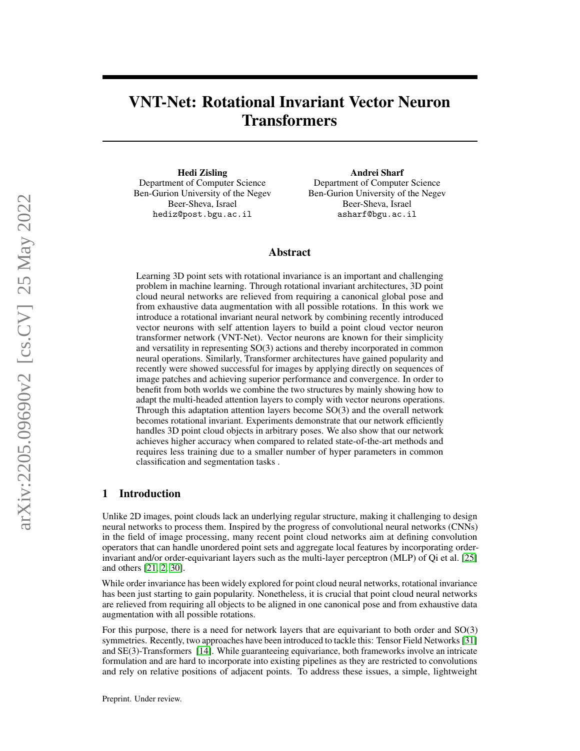# VNT-Net: Rotational Invariant Vector Neuron Transformers

**Hedi Zisling**
Department of Computer Science
Ben-Gurion University of the Negev
Beer-Sheva, Israel
hediz@post.bgu.ac.il

**Andrei Sharf**
Department of Computer Science
Ben-Gurion University of the Negev
Beer-Sheva, Israel
asharf@bgu.ac.il

## Abstract

Learning 3D point sets with rotational invariance is an important and challenging problem in machine learning. Through rotational invariant architectures, 3D point cloud neural networks are relieved from requiring a canonical global pose and from exhaustive data augmentation with all possible rotations. In this work we introduce a rotational invariant neural network by combining recently introduced vector neurons with self attention layers to build a point cloud vector neuron transformer network (VNT-Net). Vector neurons are known for their simplicity and versatility in representing SO(3) actions and thereby incorporated in common neural operations. Similarly, Transformer architectures have gained popularity and recently were showed successful for images by applying directly on sequences of image patches and achieving superior performance and convergence. In order to benefit from both worlds we combine the two structures by mainly showing how to adapt the multi-headed attention layers to comply with vector neurons operations. Through this adaptation attention layers become SO(3) and the overall network becomes rotational invariant. Experiments demonstrate that our network efficiently handles 3D point cloud objects in arbitrary poses. We also show that our network achieves higher accuracy when compared to related state-of-the-art methods and requires less training due to a smaller number of hyper parameters in common classification and segmentation tasks .

## 1 Introduction

Unlike 2D images, point clouds lack an underlying regular structure, making it challenging to design neural networks to process them. Inspired by the progress of convolutional neural networks (CNNs) in the field of image processing, many recent point cloud networks aim at defining convolution operators that can handle unordered point sets and aggregate local features by incorporating order-invariant and/or order-equivariant layers such as the multi-layer perceptron (MLP) of Qi et al. [25] and others [21, 2, 30].

While order invariance has been widely explored for point cloud neural networks, rotational invariance has been just starting to gain popularity. Nonetheless, it is crucial that point cloud neural networks are relieved from requiring all objects to be aligned in one canonical pose and from exhaustive data augmentation with all possible rotations.

For this purpose, there is a need for network layers that are equivariant to both order and SO(3) symmetries. Recently, two approaches have been introduced to tackle this: Tensor Field Networks [31] and SE(3)-Transformers [14]. While guaranteeing equivariance, both frameworks involve an intricate formulation and are hard to incorporate into existing pipelines as they are restricted to convolutions and rely on relative positions of adjacent points. To address these issues, a simple, lightweight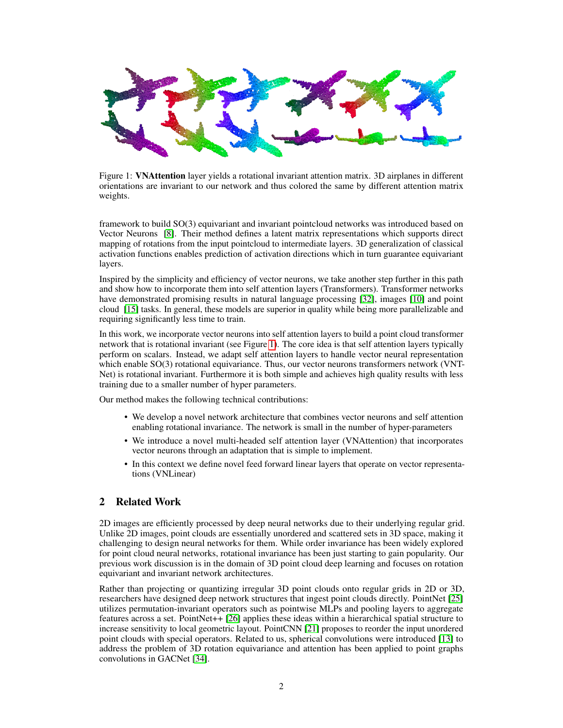Figure 1: **VNAttention** layer yields a rotational invariant attention matrix. 3D airplanes in different orientations are invariant to our network and thus colored the same by different attention matrix weights.

framework to build SO(3) equivariant and invariant pointcloud networks was introduced based on Vector Neurons [8]. Their method defines a latent matrix representations which supports direct mapping of rotations from the input pointcloud to intermediate layers. 3D generalization of classical activation functions enables prediction of activation directions which in turn guarantee equivariant layers.

Inspired by the simplicity and efficiency of vector neurons, we take another step further in this path and show how to incorporate them into self attention layers (Transformers). Transformer networks have demonstrated promising results in natural language processing [32], images [10] and point cloud [15] tasks. In general, these models are superior in quality while being more parallelizable and requiring significantly less time to train.

In this work, we incorporate vector neurons into self attention layers to build a point cloud transformer network that is rotational invariant (see Figure 1). The core idea is that self attention layers typically perform on scalars. Instead, we adapt self attention layers to handle vector neural representation which enable SO(3) rotational equivariance. Thus, our vector neurons transformers network (VNT-Net) is rotational invariant. Furthermore it is both simple and achieves high quality results with less training due to a smaller number of hyper parameters.

Our method makes the following technical contributions:

- We develop a novel network architecture that combines vector neurons and self attention enabling rotational invariance. The network is small in the number of hyper-parameters
- We introduce a novel multi-headed self attention layer (VNAttention) that incorporates vector neurons through an adaptation that is simple to implement.
- In this context we define novel feed forward linear layers that operate on vector representations (VNLinear)

## 2 Related Work

2D images are efficiently processed by deep neural networks due to their underlying regular grid. Unlike 2D images, point clouds are essentially unordered and scattered sets in 3D space, making it challenging to design neural networks for them. While order invariance has been widely explored for point cloud neural networks, rotational invariance has been just starting to gain popularity. Our previous work discussion is in the domain of 3D point cloud deep learning and focuses on rotation equivariant and invariant network architectures.

Rather than projecting or quantizing irregular 3D point clouds onto regular grids in 2D or 3D, researchers have designed deep network structures that ingest point clouds directly. PointNet [25] utilizes permutation-invariant operators such as pointwise MLPs and pooling layers to aggregate features across a set. PointNet++ [26] applies these ideas within a hierarchical spatial structure to increase sensitivity to local geometric layout. PointCNN [21] proposes to reorder the input unordered point clouds with special operators. Related to us, spherical convolutions were introduced [13] to address the problem of 3D rotation equivariance and attention has been applied to point graphs convolutions in GACNet [34].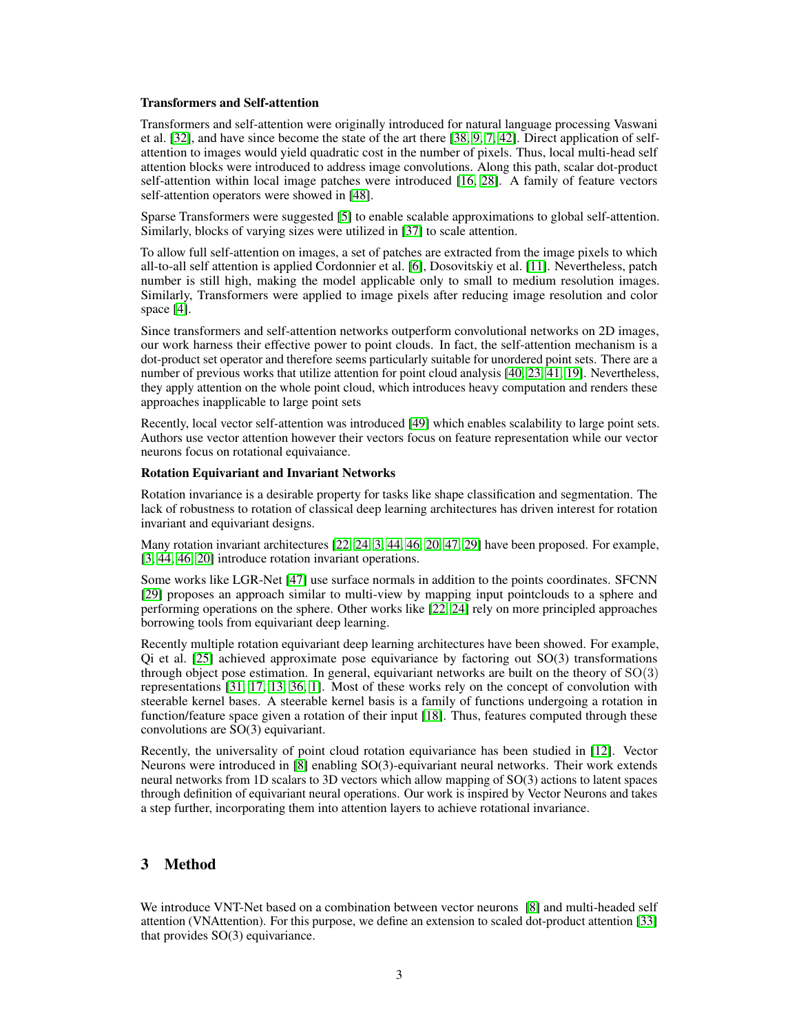**Transformers and Self-attention**

Transformers and self-attention were originally introduced for natural language processing Vaswani et al. [32], and have since become the state of the art there [38, 9, 7, 42]. Direct application of self-attention to images would yield quadratic cost in the number of pixels. Thus, local multi-head self attention blocks were introduced to address image convolutions. Along this path, scalar dot-product self-attention within local image patches were introduced [16, 28]. A family of feature vectors self-attention operators were showed in [48].

Sparse Transformers were suggested [5] to enable scalable approximations to global self-attention. Similarly, blocks of varying sizes were utilized in [37] to scale attention.

To allow full self-attention on images, a set of patches are extracted from the image pixels to which all-to-all self attention is applied Cordonnier et al. [6], Dosovitskiy et al. [11]. Nevertheless, patch number is still high, making the model applicable only to small to medium resolution images. Similarly, Transformers were applied to image pixels after reducing image resolution and color space [4].

Since transformers and self-attention networks outperform convolutional networks on 2D images, our work harness their effective power to point clouds. In fact, the self-attention mechanism is a dot-product set operator and therefore seems particularly suitable for unordered point sets. There are a number of previous works that utilize attention for point cloud analysis [40, 23, 41, 19]. Nevertheless, they apply attention on the whole point cloud, which introduces heavy computation and renders these approaches inapplicable to large point sets

Recently, local vector self-attention was introduced [49] which enables scalability to large point sets. Authors use vector attention however their vectors focus on feature representation while our vector neurons focus on rotational equivaiance.

**Rotation Equivariant and Invariant Networks**

Rotation invariance is a desirable property for tasks like shape classification and segmentation. The lack of robustness to rotation of classical deep learning architectures has driven interest for rotation invariant and equivariant designs.

Many rotation invariant architectures [22, 24, 3, 44, 46, 20, 47, 29] have been proposed. For example, [3, 44, 46, 20] introduce rotation invariant operations.

Some works like LGR-Net [47] use surface normals in addition to the points coordinates. SFCNN [29] proposes an approach similar to multi-view by mapping input pointclouds to a sphere and performing operations on the sphere. Other works like [22, 24] rely on more principled approaches borrowing tools from equivariant deep learning.

Recently multiple rotation equivariant deep learning architectures have been showed. For example, Qi et al. [25] achieved approximate pose equivariance by factoring out SO(3) transformations through object pose estimation. In general, equivariant networks are built on the theory of $\mathrm{SO}(3)$ representations [31, 17, 13, 36, 1]. Most of these works rely on the concept of convolution with steerable kernel bases. A steerable kernel basis is a family of functions undergoing a rotation in function/feature space given a rotation of their input [18]. Thus, features computed through these convolutions are SO(3) equivariant.

Recently, the universality of point cloud rotation equivariance has been studied in [12]. Vector Neurons were introduced in [8] enabling SO(3)-equivariant neural networks. Their work extends neural networks from 1D scalars to 3D vectors which allow mapping of SO(3) actions to latent spaces through definition of equivariant neural operations. Our work is inspired by Vector Neurons and takes a step further, incorporating them into attention layers to achieve rotational invariance.

# 3 Method

We introduce VNT-Net based on a combination between vector neurons [8] and multi-headed self attention (VNAttention). For this purpose, we define an extension to scaled dot-product attention [33] that provides SO(3) equivariance.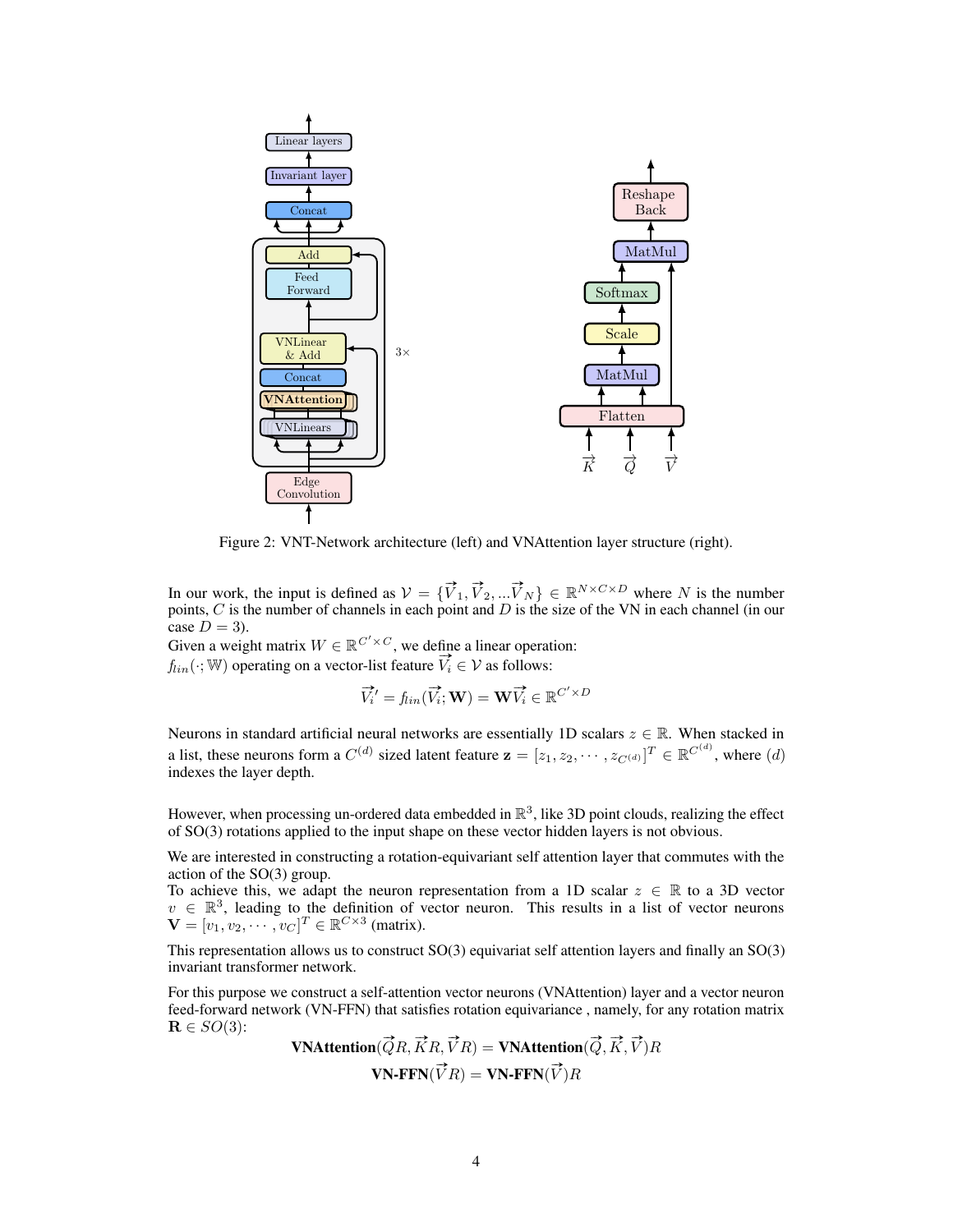Figure 2: VNT-Network architecture (left) and VNAttention layer structure (right).

In our work, the input is defined as $\mathcal{V} = \{\vec{V}_1, \vec{V}_2, ...\vec{V}_N\} \in \mathbb{R}^{N \times C \times D}$ where $N$ is the number points, $C$ is the number of channels in each point and $D$ is the size of the VN in each channel (in our case $D = 3$).
Given a weight matrix $W \in \mathbb{R}^{C' \times C}$, we define a linear operation:
$f_{lin}(\cdot; \mathbb{W})$ operating on a vector-list feature $\vec{V}_i \in \mathcal{V}$ as follows:

$$\vec{V}_i' = f_{lin}(\vec{V}_i; \mathbf{W}) = \mathbf{W}\vec{V}_i \in \mathbb{R}^{C' \times D}$$

Neurons in standard artificial neural networks are essentially 1D scalars $z \in \mathbb{R}$. When stacked in a list, these neurons form a $C^{(d)}$ sized latent feature $\mathbf{z} = [z_1, z_2, \cdots, z_{C^{(d)}}]^T \in \mathbb{R}^{C^{(d)}}$, where $(d)$ indexes the layer depth.

However, when processing un-ordered data embedded in $\mathbb{R}^3$, like 3D point clouds, realizing the effect of SO(3) rotations applied to the input shape on these vector hidden layers is not obvious.

We are interested in constructing a rotation-equivariant self attention layer that commutes with the action of the SO(3) group.
To achieve this, we adapt the neuron representation from a 1D scalar $z \in \mathbb{R}$ to a 3D vector $v \in \mathbb{R}^3$, leading to the definition of vector neuron. This results in a list of vector neurons $\mathbf{V} = [v_1, v_2, \cdots, v_C]^T \in \mathbb{R}^{C \times 3}$ (matrix).

This representation allows us to construct SO(3) equivariat self attention layers and finally an SO(3) invariant transformer network.

For this purpose we construct a self-attention vector neurons (VNAttention) layer and a vector neuron feed-forward network (VN-FFN) that satisfies rotation equivariance , namely, for any rotation matrix $\mathbf{R} \in SO(3)$:

$$\textbf{VNAttention}(\vec{Q}R, \vec{K}R, \vec{V}R) = \textbf{VNAttention}(\vec{Q}, \vec{K}, \vec{V})R$$

$$\textbf{VN-FFN}(\vec{V}R) = \textbf{VN-FFN}(\vec{V})R$$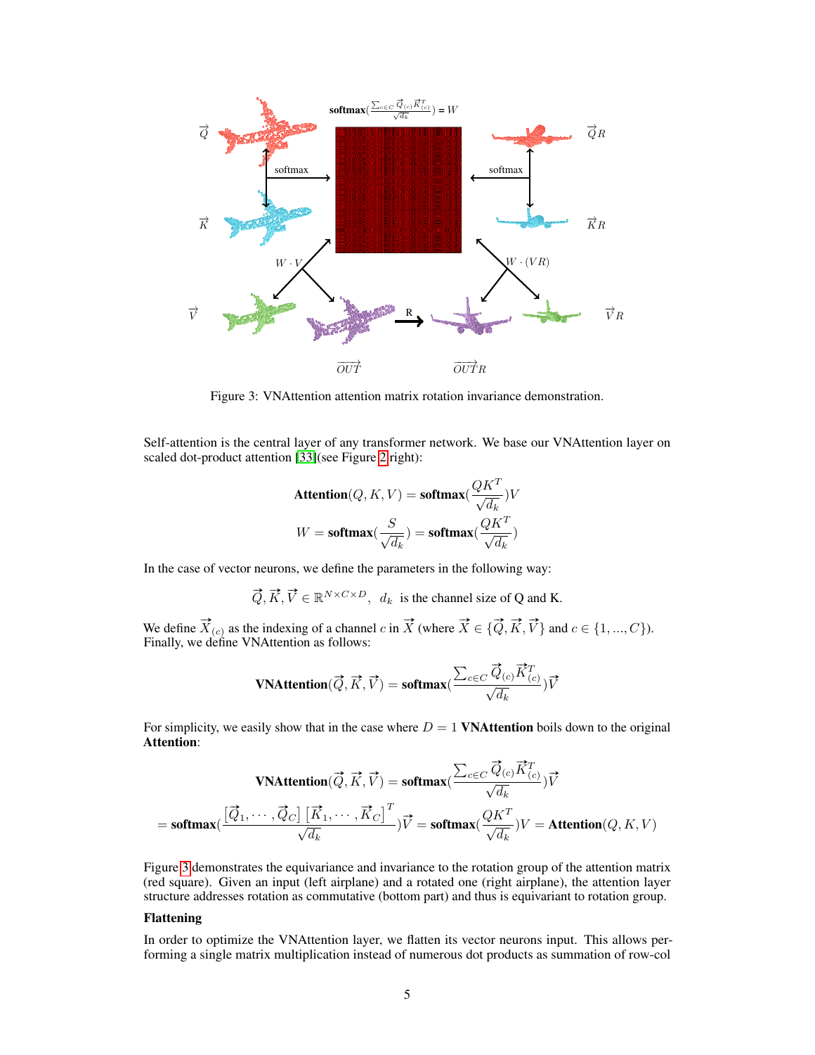Figure 3: VNAttention attention matrix rotation invariance demonstration.

Self-attention is the central layer of any transformer network. We base our VNAttention layer on scaled dot-product attention [33](see Figure 2 right):

$$\textbf{Attention}(Q, K, V) = \textbf{softmax}(\frac{QK^T}{\sqrt{d_k}})V$$

$$W = \textbf{softmax}(\frac{S}{\sqrt{d_k}}) = \textbf{softmax}(\frac{QK^T}{\sqrt{d_k}})$$

In the case of vector neurons, we define the parameters in the following way:

$$\vec{Q}, \vec{K}, \vec{V} \in \mathbb{R}^{N \times C \times D}, \quad d_k \text{ is the channel size of Q and K.}$$

We define $\vec{X}_{(c)}$ as the indexing of a channel $c$ in $\vec{X}$ (where $\vec{X} \in \{\vec{Q}, \vec{K}, \vec{V}\}$ and $c \in \{1, ..., C\}$). Finally, we define VNAttention as follows:

$$\textbf{VNAttention}(\vec{Q}, \vec{K}, \vec{V}) = \textbf{softmax}(\frac{\sum_{c \in C} \vec{Q}_{(c)} \vec{K}^T_{(c)}}{\sqrt{d_k}})\vec{V}$$

For simplicity, we easily show that in the case where $D = 1$ **VNAttention** boils down to the original **Attention**:

$$\textbf{VNAttention}(\vec{Q}, \vec{K}, \vec{V}) = \textbf{softmax}(\frac{\sum_{c \in C} \vec{Q}_{(c)} \vec{K}^T_{(c)}}{\sqrt{d_k}})\vec{V}$$

$$= \textbf{softmax}(\frac{[\vec{Q}_1, \cdots, \vec{Q}_C] \, [\vec{K}_1, \cdots, \vec{K}_C]^T}{\sqrt{d_k}})\vec{V} = \textbf{softmax}(\frac{QK^T}{\sqrt{d_k}})V = \textbf{Attention}(Q, K, V)$$

Figure 3 demonstrates the equivariance and invariance to the rotation group of the attention matrix (red square). Given an input (left airplane) and a rotated one (right airplane), the attention layer structure addresses rotation as commutative (bottom part) and thus is equivariant to rotation group.

**Flattening**

In order to optimize the VNAttention layer, we flatten its vector neurons input. This allows performing a single matrix multiplication instead of numerous dot products as summation of row-col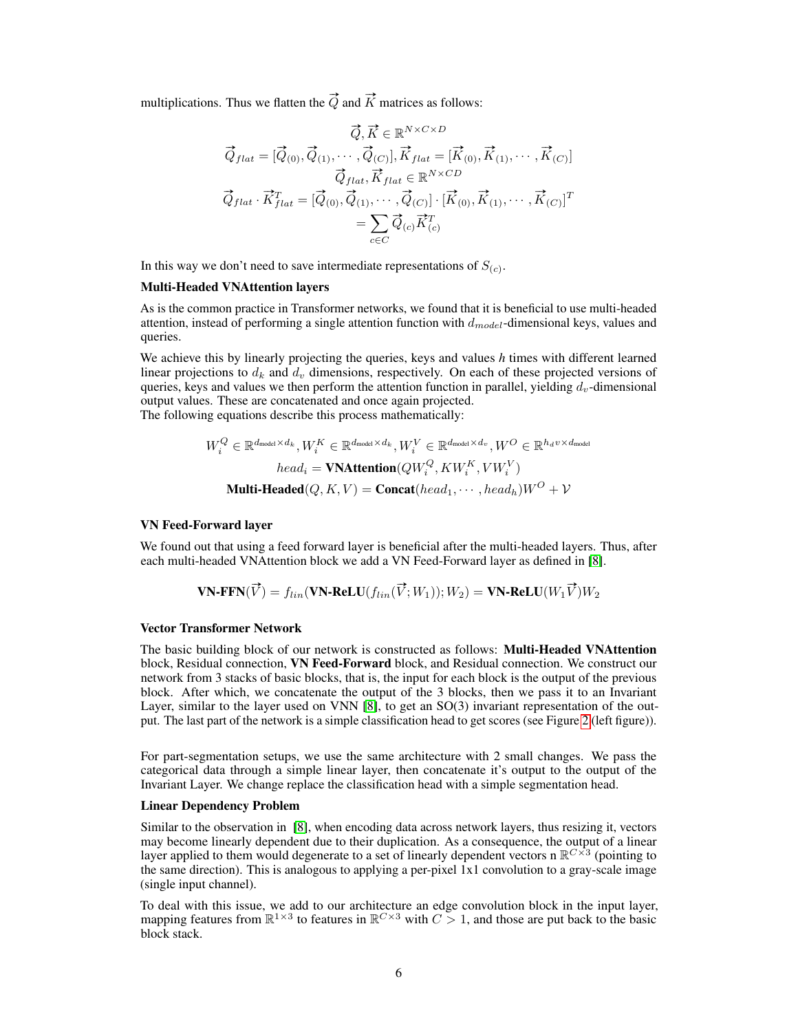multiplications. Thus we flatten the $\vec{Q}$ and $\vec{K}$ matrices as follows:

$$\vec{Q}, \vec{K} \in \mathbb{R}^{N \times C \times D}$$
$$\vec{Q}_{flat} = [\vec{Q}_{(0)}, \vec{Q}_{(1)}, \cdots, \vec{Q}_{(C)}], \vec{K}_{flat} = [\vec{K}_{(0)}, \vec{K}_{(1)}, \cdots, \vec{K}_{(C)}]$$
$$\vec{Q}_{flat}, \vec{K}_{flat} \in \mathbb{R}^{N \times CD}$$
$$\vec{Q}_{flat} \cdot \vec{K}_{flat}^{T} = [\vec{Q}_{(0)}, \vec{Q}_{(1)}, \cdots, \vec{Q}_{(C)}] \cdot [\vec{K}_{(0)}, \vec{K}_{(1)}, \cdots, \vec{K}_{(C)}]^{T}$$
$$= \sum_{c \in C} \vec{Q}_{(c)} \vec{K}_{(c)}^{T}$$

In this way we don't need to save intermediate representations of $S_{(c)}$.

**Multi-Headed VNAttention layers**

As is the common practice in Transformer networks, we found that it is beneficial to use multi-headed attention, instead of performing a single attention function with $d_{model}$-dimensional keys, values and queries.

We achieve this by linearly projecting the queries, keys and values *h* times with different learned linear projections to $d_k$ and $d_v$ dimensions, respectively. On each of these projected versions of queries, keys and values we then perform the attention function in parallel, yielding $d_v$-dimensional output values. These are concatenated and once again projected.
The following equations describe this process mathematically:

$$W_i^Q \in \mathbb{R}^{d_{\text{model}} \times d_k}, W_i^K \in \mathbb{R}^{d_{\text{model}} \times d_k}, W_i^V \in \mathbb{R}^{d_{\text{model}} \times d_v}, W^O \in \mathbb{R}^{h_d v \times d_{\text{model}}}$$
$$head_i = \textbf{VNAttention}(QW_i^Q, KW_i^K, VW_i^V)$$
$$\textbf{Multi-Headed}(Q, K, V) = \textbf{Concat}(head_1, \cdots, head_h)W^O + \mathcal{V}$$

**VN Feed-Forward layer**

We found out that using a feed forward layer is beneficial after the multi-headed layers. Thus, after each multi-headed VNAttention block we add a VN Feed-Forward layer as defined in [8].

$$\textbf{VN-FFN}(\vec{V}) = f_{lin}(\textbf{VN-ReLU}(f_{lin}(\vec{V}; W_1)); W_2) = \textbf{VN-ReLU}(W_1 \vec{V})W_2$$

**Vector Transformer Network**

The basic building block of our network is constructed as follows: **Multi-Headed VNAttention** block, Residual connection, **VN Feed-Forward** block, and Residual connection. We construct our network from 3 stacks of basic blocks, that is, the input for each block is the output of the previous block. After which, we concatenate the output of the 3 blocks, then we pass it to an Invariant Layer, similar to the layer used on VNN [8], to get an SO(3) invariant representation of the output. The last part of the network is a simple classification head to get scores (see Figure 2 (left figure)).

For part-segmentation setups, we use the same architecture with 2 small changes. We pass the categorical data through a simple linear layer, then concatenate it's output to the output of the Invariant Layer. We change replace the classification head with a simple segmentation head.

**Linear Dependency Problem**

Similar to the observation in [8], when encoding data across network layers, thus resizing it, vectors may become linearly dependent due to their duplication. As a consequence, the output of a linear layer applied to them would degenerate to a set of linearly dependent vectors n $\mathbb{R}^{C \times 3}$ (pointing to the same direction). This is analogous to applying a per-pixel 1x1 convolution to a gray-scale image (single input channel).

To deal with this issue, we add to our architecture an edge convolution block in the input layer, mapping features from $\mathbb{R}^{1 \times 3}$ to features in $\mathbb{R}^{C \times 3}$ with $C > 1$, and those are put back to the basic block stack.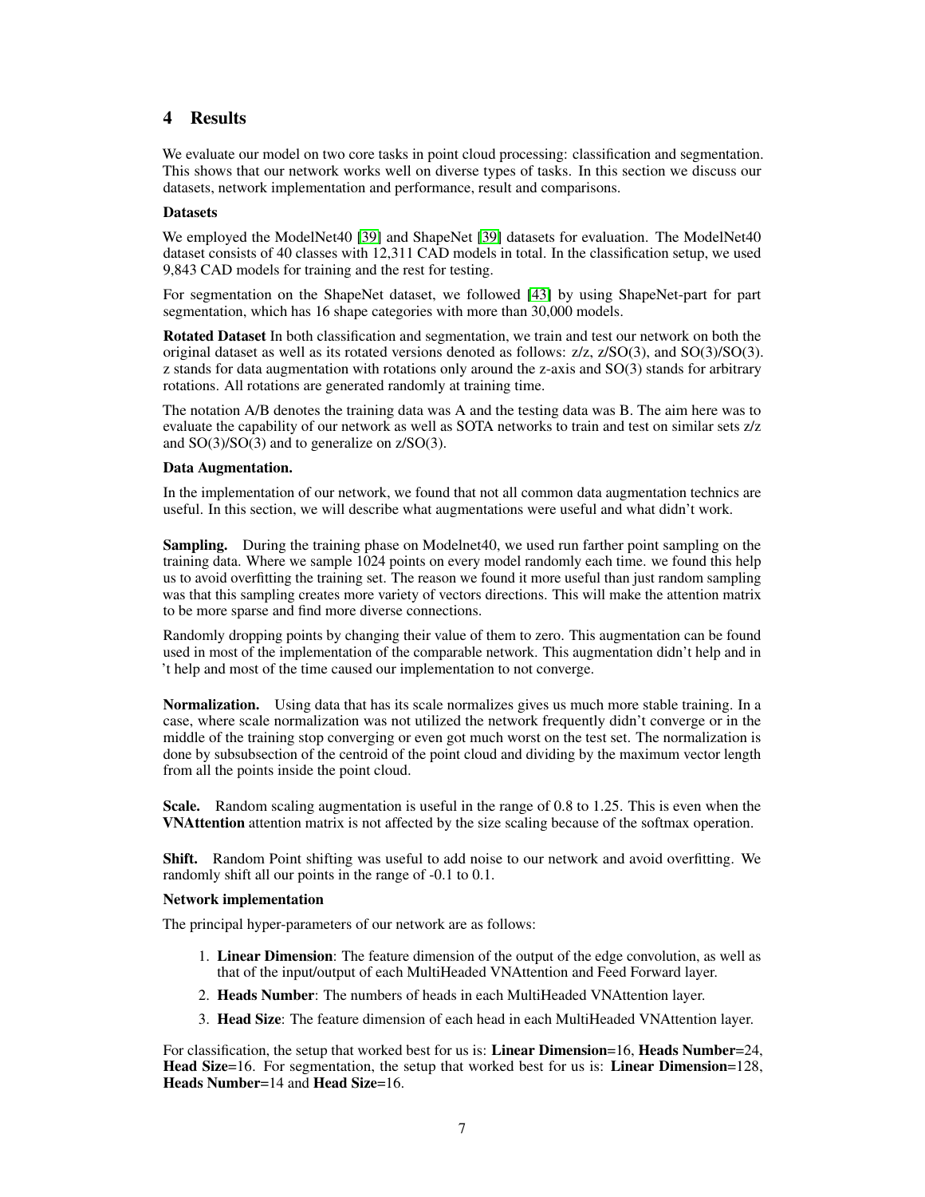# 4 Results

We evaluate our model on two core tasks in point cloud processing: classification and segmentation. This shows that our network works well on diverse types of tasks. In this section we discuss our datasets, network implementation and performance, result and comparisons.

**Datasets**

We employed the ModelNet40 [39] and ShapeNet [39] datasets for evaluation. The ModelNet40 dataset consists of 40 classes with 12,311 CAD models in total. In the classification setup, we used 9,843 CAD models for training and the rest for testing.

For segmentation on the ShapeNet dataset, we followed [43] by using ShapeNet-part for part segmentation, which has 16 shape categories with more than 30,000 models.

**Rotated Dataset** In both classification and segmentation, we train and test our network on both the original dataset as well as its rotated versions denoted as follows: z/z, z/SO(3), and SO(3)/SO(3). z stands for data augmentation with rotations only around the z-axis and SO(3) stands for arbitrary rotations. All rotations are generated randomly at training time.

The notation A/B denotes the training data was A and the testing data was B. The aim here was to evaluate the capability of our network as well as SOTA networks to train and test on similar sets z/z and SO(3)/SO(3) and to generalize on z/SO(3).

**Data Augmentation.**

In the implementation of our network, we found that not all common data augmentation technics are useful. In this section, we will describe what augmentations were useful and what didn't work.

**Sampling.** During the training phase on Modelnet40, we used run farther point sampling on the training data. Where we sample 1024 points on every model randomly each time. we found this help us to avoid overfitting the training set. The reason we found it more useful than just random sampling was that this sampling creates more variety of vectors directions. This will make the attention matrix to be more sparse and find more diverse connections.

Randomly dropping points by changing their value of them to zero. This augmentation can be found used in most of the implementation of the comparable network. This augmentation didn't help and in 't help and most of the time caused our implementation to not converge.

**Normalization.** Using data that has its scale normalizes gives us much more stable training. In a case, where scale normalization was not utilized the network frequently didn't converge or in the middle of the training stop converging or even got much worst on the test set. The normalization is done by subsubsection of the centroid of the point cloud and dividing by the maximum vector length from all the points inside the point cloud.

**Scale.** Random scaling augmentation is useful in the range of 0.8 to 1.25. This is even when the **VNAttention** attention matrix is not affected by the size scaling because of the softmax operation.

**Shift.** Random Point shifting was useful to add noise to our network and avoid overfitting. We randomly shift all our points in the range of -0.1 to 0.1.

**Network implementation**

The principal hyper-parameters of our network are as follows:

1. **Linear Dimension**: The feature dimension of the output of the edge convolution, as well as that of the input/output of each MultiHeaded VNAttention and Feed Forward layer.
2. **Heads Number**: The numbers of heads in each MultiHeaded VNAttention layer.
3. **Head Size**: The feature dimension of each head in each MultiHeaded VNAttention layer.

For classification, the setup that worked best for us is: **Linear Dimension**=16, **Heads Number**=24, **Head Size**=16. For segmentation, the setup that worked best for us is: **Linear Dimension**=128, **Heads Number**=14 and **Head Size**=16.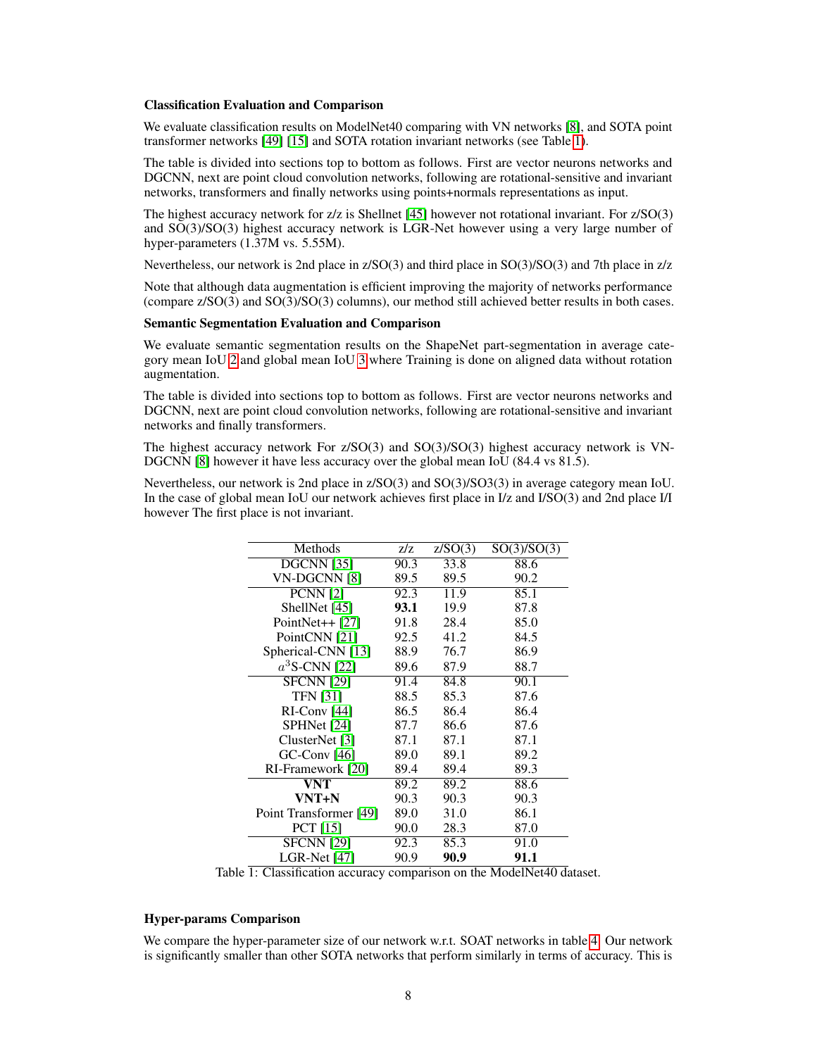### Classification Evaluation and Comparison

We evaluate classification results on ModelNet40 comparing with VN networks [8], and SOTA point transformer networks [49] [15] and SOTA rotation invariant networks (see Table 1).

The table is divided into sections top to bottom as follows. First are vector neurons networks and DGCNN, next are point cloud convolution networks, following are rotational-sensitive and invariant networks, transformers and finally networks using points+normals representations as input.

The highest accuracy network for z/z is Shellnet [45] however not rotational invariant. For z/SO(3) and SO(3)/SO(3) highest accuracy network is LGR-Net however using a very large number of hyper-parameters (1.37M vs. 5.55M).

Nevertheless, our network is 2nd place in z/SO(3) and third place in SO(3)/SO(3) and 7th place in z/z

Note that although data augmentation is efficient improving the majority of networks performance (compare z/SO(3) and SO(3)/SO(3) columns), our method still achieved better results in both cases.

### Semantic Segmentation Evaluation and Comparison

We evaluate semantic segmentation results on the ShapeNet part-segmentation in average category mean IoU 2 and global mean IoU 3 where Training is done on aligned data without rotation augmentation.

The table is divided into sections top to bottom as follows. First are vector neurons networks and DGCNN, next are point cloud convolution networks, following are rotational-sensitive and invariant networks and finally transformers.

The highest accuracy network For z/SO(3) and SO(3)/SO(3) highest accuracy network is VN-DGCNN [8] however it have less accuracy over the global mean IoU (84.4 vs 81.5).

Nevertheless, our network is 2nd place in z/SO(3) and SO(3)/SO3(3) in average category mean IoU. In the case of global mean IoU our network achieves first place in I/z and I/SO(3) and 2nd place I/I however The first place is not invariant.

| Methods | z/z | z/SO(3) | SO(3)/SO(3) |
|---|---|---|---|
| DGCNN [35] | 90.3 | 33.8 | 88.6 |
| VN-DGCNN [8] | 89.5 | 89.5 | 90.2 |
| PCNN [2] | 92.3 | 11.9 | 85.1 |
| ShellNet [45] | **93.1** | 19.9 | 87.8 |
| PointNet++ [27] | 91.8 | 28.4 | 85.0 |
| PointCNN [21] | 92.5 | 41.2 | 84.5 |
| Spherical-CNN [13] | 88.9 | 76.7 | 86.9 |
| $a^3$S-CNN [22] | 89.6 | 87.9 | 88.7 |
| SFCNN [29] | 91.4 | 84.8 | 90.1 |
| TFN [31] | 88.5 | 85.3 | 87.6 |
| RI-Conv [44] | 86.5 | 86.4 | 86.4 |
| SPHNet [24] | 87.7 | 86.6 | 87.6 |
| ClusterNet [3] | 87.1 | 87.1 | 87.1 |
| GC-Conv [46] | 89.0 | 89.1 | 89.2 |
| RI-Framework [20] | 89.4 | 89.4 | 89.3 |
| **VNT** | 89.2 | 89.2 | 88.6 |
| **VNT+N** | 90.3 | 90.3 | 90.3 |
| Point Transformer [49] | 89.0 | 31.0 | 86.1 |
| PCT [15] | 90.0 | 28.3 | 87.0 |
| SFCNN [29] | 92.3 | 85.3 | 91.0 |
| LGR-Net [47] | 90.9 | **90.9** | **91.1** |

Table 1: Classification accuracy comparison on the ModelNet40 dataset.

### Hyper-params Comparison

We compare the hyper-parameter size of our network w.r.t. SOAT networks in table 4. Our network is significantly smaller than other SOTA networks that perform similarly in terms of accuracy. This is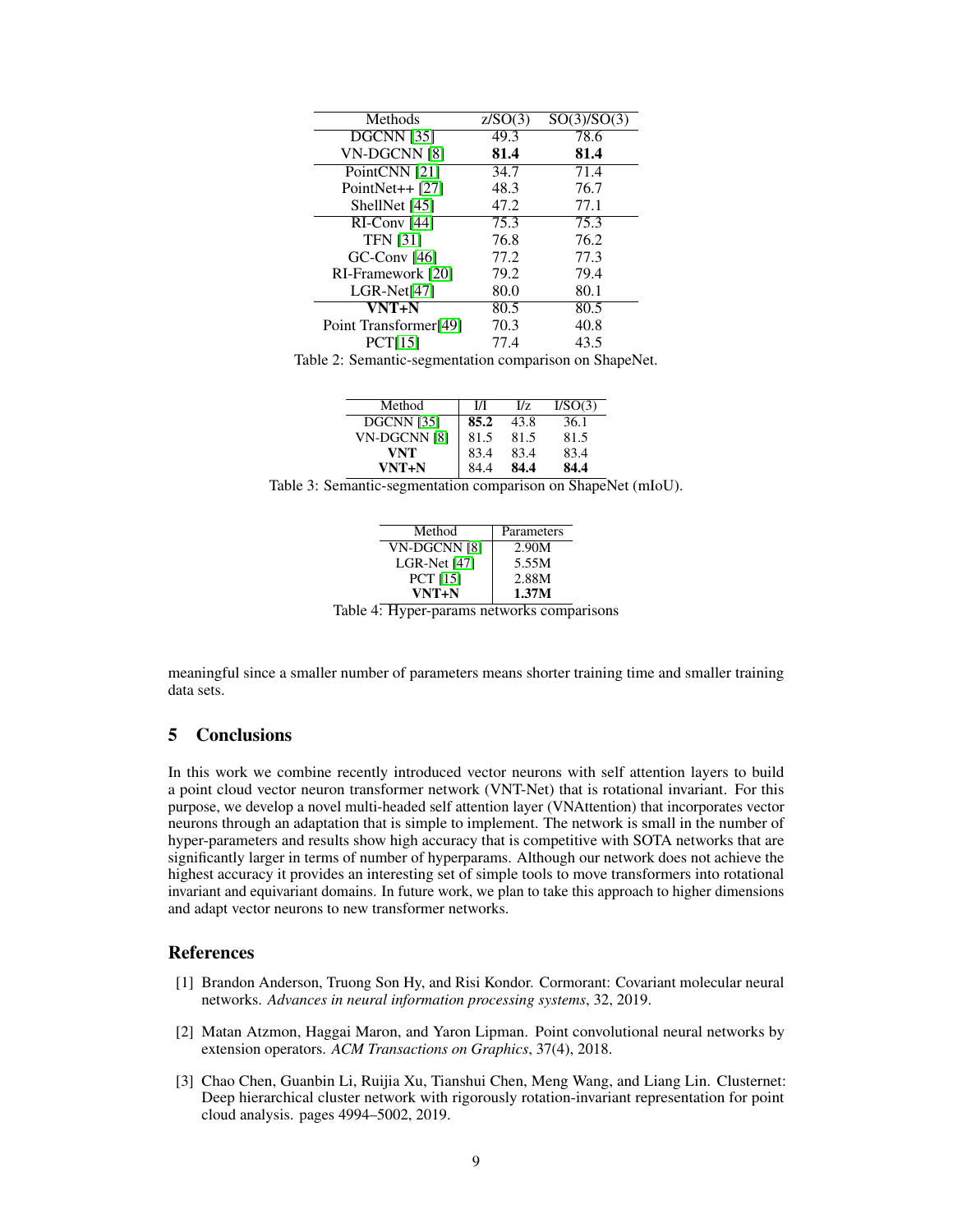| Methods | z/SO(3) | SO(3)/SO(3) |
| --- | --- | --- |
| DGCNN [35] | 49.3 | 78.6 |
| VN-DGCNN [8] | **81.4** | **81.4** |
| PointCNN [21] | 34.7 | 71.4 |
| PointNet++ [27] | 48.3 | 76.7 |
| ShellNet [45] | 47.2 | 77.1 |
| RI-Conv [44] | 75.3 | 75.3 |
| TFN [31] | 76.8 | 76.2 |
| GC-Conv [46] | 77.2 | 77.3 |
| RI-Framework [20] | 79.2 | 79.4 |
| LGR-Net[47] | 80.0 | 80.1 |
| **VNT+N** | 80.5 | 80.5 |
| Point Transformer[49] | 70.3 | 40.8 |
| PCT[15] | 77.4 | 43.5 |

Table 2: Semantic-segmentation comparison on ShapeNet.

| Method | I/I | I/z | I/SO(3) |
| --- | --- | --- | --- |
| DGCNN [35] | **85.2** | 43.8 | 36.1 |
| VN-DGCNN [8] | 81.5 | 81.5 | 81.5 |
| **VNT** | 83.4 | 83.4 | 83.4 |
| **VNT+N** | 84.4 | **84.4** | **84.4** |

Table 3: Semantic-segmentation comparison on ShapeNet (mIoU).

| Method | Parameters |
| --- | --- |
| VN-DGCNN [8] | 2.90M |
| LGR-Net [47] | 5.55M |
| PCT [15] | 2.88M |
| **VNT+N** | **1.37M** |

Table 4: Hyper-params networks comparisons

meaningful since a smaller number of parameters means shorter training time and smaller training data sets.

## 5 Conclusions

In this work we combine recently introduced vector neurons with self attention layers to build a point cloud vector neuron transformer network (VNT-Net) that is rotational invariant. For this purpose, we develop a novel multi-headed self attention layer (VNAttention) that incorporates vector neurons through an adaptation that is simple to implement. The network is small in the number of hyper-parameters and results show high accuracy that is competitive with SOTA networks that are significantly larger in terms of number of hyperparams. Although our network does not achieve the highest accuracy it provides an interesting set of simple tools to move transformers into rotational invariant and equivariant domains. In future work, we plan to take this approach to higher dimensions and adapt vector neurons to new transformer networks.

## References

[1] Brandon Anderson, Truong Son Hy, and Risi Kondor. Cormorant: Covariant molecular neural networks. *Advances in neural information processing systems*, 32, 2019.

[2] Matan Atzmon, Haggai Maron, and Yaron Lipman. Point convolutional neural networks by extension operators. *ACM Transactions on Graphics*, 37(4), 2018.

[3] Chao Chen, Guanbin Li, Ruijia Xu, Tianshui Chen, Meng Wang, and Liang Lin. Clusternet: Deep hierarchical cluster network with rigorously rotation-invariant representation for point cloud analysis. pages 4994–5002, 2019.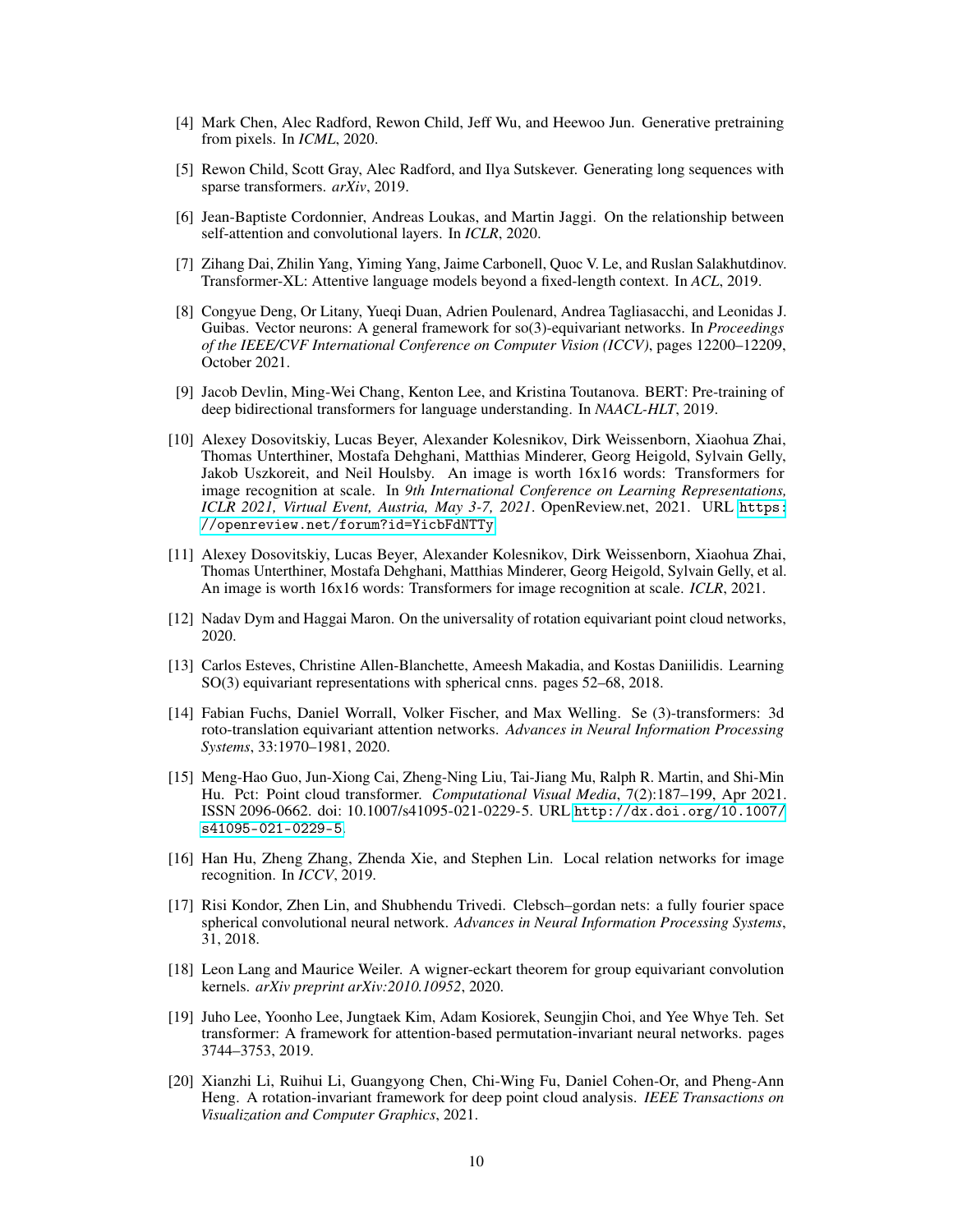[4] Mark Chen, Alec Radford, Rewon Child, Jeff Wu, and Heewoo Jun. Generative pretraining from pixels. In *ICML*, 2020.

[5] Rewon Child, Scott Gray, Alec Radford, and Ilya Sutskever. Generating long sequences with sparse transformers. *arXiv*, 2019.

[6] Jean-Baptiste Cordonnier, Andreas Loukas, and Martin Jaggi. On the relationship between self-attention and convolutional layers. In *ICLR*, 2020.

[7] Zihang Dai, Zhilin Yang, Yiming Yang, Jaime Carbonell, Quoc V. Le, and Ruslan Salakhutdinov. Transformer-XL: Attentive language models beyond a fixed-length context. In *ACL*, 2019.

[8] Congyue Deng, Or Litany, Yueqi Duan, Adrien Poulenard, Andrea Tagliasacchi, and Leonidas J. Guibas. Vector neurons: A general framework for so(3)-equivariant networks. In *Proceedings of the IEEE/CVF International Conference on Computer Vision (ICCV)*, pages 12200–12209, October 2021.

[9] Jacob Devlin, Ming-Wei Chang, Kenton Lee, and Kristina Toutanova. BERT: Pre-training of deep bidirectional transformers for language understanding. In *NAACL-HLT*, 2019.

[10] Alexey Dosovitskiy, Lucas Beyer, Alexander Kolesnikov, Dirk Weissenborn, Xiaohua Zhai, Thomas Unterthiner, Mostafa Dehghani, Matthias Minderer, Georg Heigold, Sylvain Gelly, Jakob Uszkoreit, and Neil Houlsby. An image is worth 16x16 words: Transformers for image recognition at scale. In *9th International Conference on Learning Representations, ICLR 2021, Virtual Event, Austria, May 3-7, 2021*. OpenReview.net, 2021. URL https://openreview.net/forum?id=YicbFdNTTy.

[11] Alexey Dosovitskiy, Lucas Beyer, Alexander Kolesnikov, Dirk Weissenborn, Xiaohua Zhai, Thomas Unterthiner, Mostafa Dehghani, Matthias Minderer, Georg Heigold, Sylvain Gelly, et al. An image is worth 16x16 words: Transformers for image recognition at scale. *ICLR*, 2021.

[12] Nadav Dym and Haggai Maron. On the universality of rotation equivariant point cloud networks, 2020.

[13] Carlos Esteves, Christine Allen-Blanchette, Ameesh Makadia, and Kostas Daniilidis. Learning SO(3) equivariant representations with spherical cnns. pages 52–68, 2018.

[14] Fabian Fuchs, Daniel Worrall, Volker Fischer, and Max Welling. Se (3)-transformers: 3d roto-translation equivariant attention networks. *Advances in Neural Information Processing Systems*, 33:1970–1981, 2020.

[15] Meng-Hao Guo, Jun-Xiong Cai, Zheng-Ning Liu, Tai-Jiang Mu, Ralph R. Martin, and Shi-Min Hu. Pct: Point cloud transformer. *Computational Visual Media*, 7(2):187–199, Apr 2021. ISSN 2096-0662. doi: 10.1007/s41095-021-0229-5. URL http://dx.doi.org/10.1007/s41095-021-0229-5.

[16] Han Hu, Zheng Zhang, Zhenda Xie, and Stephen Lin. Local relation networks for image recognition. In *ICCV*, 2019.

[17] Risi Kondor, Zhen Lin, and Shubhendu Trivedi. Clebsch–gordan nets: a fully fourier space spherical convolutional neural network. *Advances in Neural Information Processing Systems*, 31, 2018.

[18] Leon Lang and Maurice Weiler. A wigner-eckart theorem for group equivariant convolution kernels. *arXiv preprint arXiv:2010.10952*, 2020.

[19] Juho Lee, Yoonho Lee, Jungtaek Kim, Adam Kosiorek, Seungjin Choi, and Yee Whye Teh. Set transformer: A framework for attention-based permutation-invariant neural networks. pages 3744–3753, 2019.

[20] Xianzhi Li, Ruihui Li, Guangyong Chen, Chi-Wing Fu, Daniel Cohen-Or, and Pheng-Ann Heng. A rotation-invariant framework for deep point cloud analysis. *IEEE Transactions on Visualization and Computer Graphics*, 2021.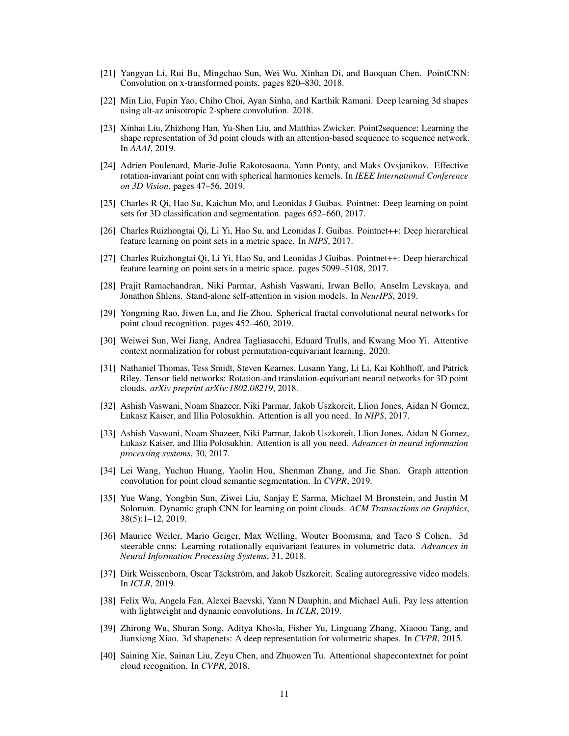[21] Yangyan Li, Rui Bu, Mingchao Sun, Wei Wu, Xinhan Di, and Baoquan Chen. PointCNN: Convolution on x-transformed points. pages 820–830, 2018.

[22] Min Liu, Fupin Yao, Chiho Choi, Ayan Sinha, and Karthik Ramani. Deep learning 3d shapes using alt-az anisotropic 2-sphere convolution. 2018.

[23] Xinhai Liu, Zhizhong Han, Yu-Shen Liu, and Matthias Zwicker. Point2sequence: Learning the shape representation of 3d point clouds with an attention-based sequence to sequence network. In *AAAI*, 2019.

[24] Adrien Poulenard, Marie-Julie Rakotosaona, Yann Ponty, and Maks Ovsjanikov. Effective rotation-invariant point cnn with spherical harmonics kernels. In *IEEE International Conference on 3D Vision*, pages 47–56, 2019.

[25] Charles R Qi, Hao Su, Kaichun Mo, and Leonidas J Guibas. Pointnet: Deep learning on point sets for 3D classification and segmentation. pages 652–660, 2017.

[26] Charles Ruizhongtai Qi, Li Yi, Hao Su, and Leonidas J. Guibas. Pointnet++: Deep hierarchical feature learning on point sets in a metric space. In *NIPS*, 2017.

[27] Charles Ruizhongtai Qi, Li Yi, Hao Su, and Leonidas J Guibas. Pointnet++: Deep hierarchical feature learning on point sets in a metric space. pages 5099–5108, 2017.

[28] Prajit Ramachandran, Niki Parmar, Ashish Vaswani, Irwan Bello, Anselm Levskaya, and Jonathon Shlens. Stand-alone self-attention in vision models. In *NeurIPS*, 2019.

[29] Yongming Rao, Jiwen Lu, and Jie Zhou. Spherical fractal convolutional neural networks for point cloud recognition. pages 452–460, 2019.

[30] Weiwei Sun, Wei Jiang, Andrea Tagliasacchi, Eduard Trulls, and Kwang Moo Yi. Attentive context normalization for robust permutation-equivariant learning. 2020.

[31] Nathaniel Thomas, Tess Smidt, Steven Kearnes, Lusann Yang, Li Li, Kai Kohlhoff, and Patrick Riley. Tensor field networks: Rotation-and translation-equivariant neural networks for 3D point clouds. *arXiv preprint arXiv:1802.08219*, 2018.

[32] Ashish Vaswani, Noam Shazeer, Niki Parmar, Jakob Uszkoreit, Llion Jones, Aidan N Gomez, Łukasz Kaiser, and Illia Polosukhin. Attention is all you need. In *NIPS*, 2017.

[33] Ashish Vaswani, Noam Shazeer, Niki Parmar, Jakob Uszkoreit, Llion Jones, Aidan N Gomez, Łukasz Kaiser, and Illia Polosukhin. Attention is all you need. *Advances in neural information processing systems*, 30, 2017.

[34] Lei Wang, Yuchun Huang, Yaolin Hou, Shenman Zhang, and Jie Shan. Graph attention convolution for point cloud semantic segmentation. In *CVPR*, 2019.

[35] Yue Wang, Yongbin Sun, Ziwei Liu, Sanjay E Sarma, Michael M Bronstein, and Justin M Solomon. Dynamic graph CNN for learning on point clouds. *ACM Transactions on Graphics*, 38(5):1–12, 2019.

[36] Maurice Weiler, Mario Geiger, Max Welling, Wouter Boomsma, and Taco S Cohen. 3d steerable cnns: Learning rotationally equivariant features in volumetric data. *Advances in Neural Information Processing Systems*, 31, 2018.

[37] Dirk Weissenborn, Oscar Täckström, and Jakob Uszkoreit. Scaling autoregressive video models. In *ICLR*, 2019.

[38] Felix Wu, Angela Fan, Alexei Baevski, Yann N Dauphin, and Michael Auli. Pay less attention with lightweight and dynamic convolutions. In *ICLR*, 2019.

[39] Zhirong Wu, Shuran Song, Aditya Khosla, Fisher Yu, Linguang Zhang, Xiaoou Tang, and Jianxiong Xiao. 3d shapenets: A deep representation for volumetric shapes. In *CVPR*, 2015.

[40] Saining Xie, Sainan Liu, Zeyu Chen, and Zhuowen Tu. Attentional shapecontextnet for point cloud recognition. In *CVPR*, 2018.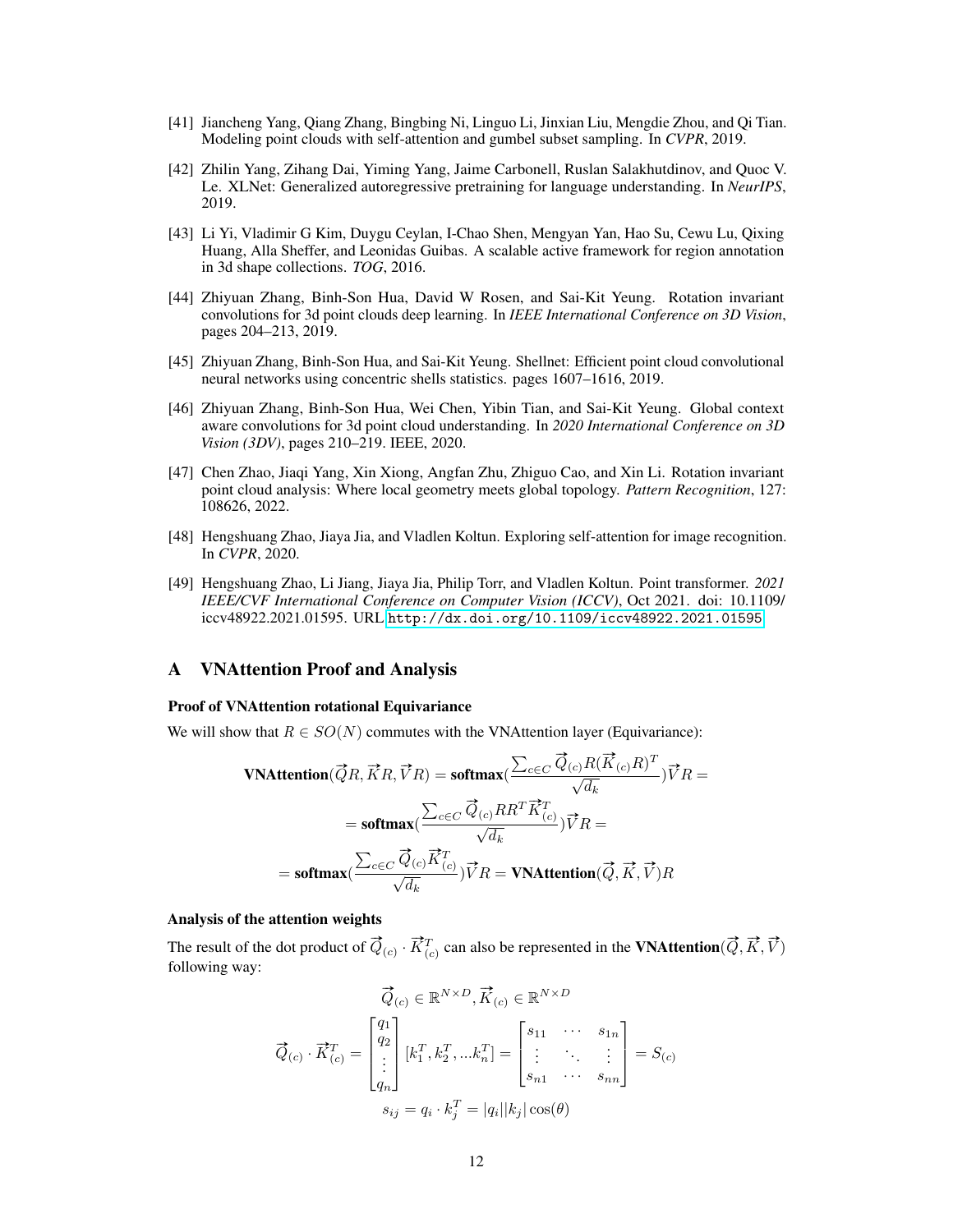[41] Jiancheng Yang, Qiang Zhang, Bingbing Ni, Linguo Li, Jinxian Liu, Mengdie Zhou, and Qi Tian. Modeling point clouds with self-attention and gumbel subset sampling. In *CVPR*, 2019.

[42] Zhilin Yang, Zihang Dai, Yiming Yang, Jaime Carbonell, Ruslan Salakhutdinov, and Quoc V. Le. XLNet: Generalized autoregressive pretraining for language understanding. In *NeurIPS*, 2019.

[43] Li Yi, Vladimir G Kim, Duygu Ceylan, I-Chao Shen, Mengyan Yan, Hao Su, Cewu Lu, Qixing Huang, Alla Sheffer, and Leonidas Guibas. A scalable active framework for region annotation in 3d shape collections. *TOG*, 2016.

[44] Zhiyuan Zhang, Binh-Son Hua, David W Rosen, and Sai-Kit Yeung. Rotation invariant convolutions for 3d point clouds deep learning. In *IEEE International Conference on 3D Vision*, pages 204–213, 2019.

[45] Zhiyuan Zhang, Binh-Son Hua, and Sai-Kit Yeung. Shellnet: Efficient point cloud convolutional neural networks using concentric shells statistics. pages 1607–1616, 2019.

[46] Zhiyuan Zhang, Binh-Son Hua, Wei Chen, Yibin Tian, and Sai-Kit Yeung. Global context aware convolutions for 3d point cloud understanding. In *2020 International Conference on 3D Vision (3DV)*, pages 210–219. IEEE, 2020.

[47] Chen Zhao, Jiaqi Yang, Xin Xiong, Angfan Zhu, Zhiguo Cao, and Xin Li. Rotation invariant point cloud analysis: Where local geometry meets global topology. *Pattern Recognition*, 127: 108626, 2022.

[48] Hengshuang Zhao, Jiaya Jia, and Vladlen Koltun. Exploring self-attention for image recognition. In *CVPR*, 2020.

[49] Hengshuang Zhao, Li Jiang, Jiaya Jia, Philip Torr, and Vladlen Koltun. Point transformer. *2021 IEEE/CVF International Conference on Computer Vision (ICCV)*, Oct 2021. doi: 10.1109/iccv48922.2021.01595. URL http://dx.doi.org/10.1109/iccv48922.2021.01595

# A VNAttention Proof and Analysis

### Proof of VNAttention rotational Equivariance

We will show that $R \in SO(N)$ commutes with the VNAttention layer (Equivariance):

$$\textbf{VNAttention}(\vec{Q}R, \vec{K}R, \vec{V}R) = \textbf{softmax}\left(\frac{\sum_{c \in C} \vec{Q}_{(c)} R (\vec{K}_{(c)} R)^T}{\sqrt{d_k}}\right)\vec{V}R =$$

$$= \textbf{softmax}\left(\frac{\sum_{c \in C} \vec{Q}_{(c)} R R^T \vec{K}_{(c)}^T}{\sqrt{d_k}}\right)\vec{V}R =$$

$$= \textbf{softmax}\left(\frac{\sum_{c \in C} \vec{Q}_{(c)} \vec{K}_{(c)}^T}{\sqrt{d_k}}\right)\vec{V}R = \textbf{VNAttention}(\vec{Q}, \vec{K}, \vec{V})R$$

### Analysis of the attention weights

The result of the dot product of $\vec{Q}_{(c)} \cdot \vec{K}_{(c)}^T$ can also be represented in the $\textbf{VNAttention}(\vec{Q}, \vec{K}, \vec{V})$ following way:

$$\vec{Q}_{(c)} \in \mathbb{R}^{N \times D}, \vec{K}_{(c)} \in \mathbb{R}^{N \times D}$$

$$\vec{Q}_{(c)} \cdot \vec{K}_{(c)}^T = \begin{bmatrix} q_1 \\ q_2 \\ \vdots \\ q_n \end{bmatrix} [k_1^T, k_2^T, ... k_n^T] = \begin{bmatrix} s_{11} & \cdots & s_{1n} \\ \vdots & \ddots & \vdots \\ s_{n1} & \cdots & s_{nn} \end{bmatrix} = S_{(c)}$$

$$s_{ij} = q_i \cdot k_j^T = |q_i||k_j| \cos(\theta)$$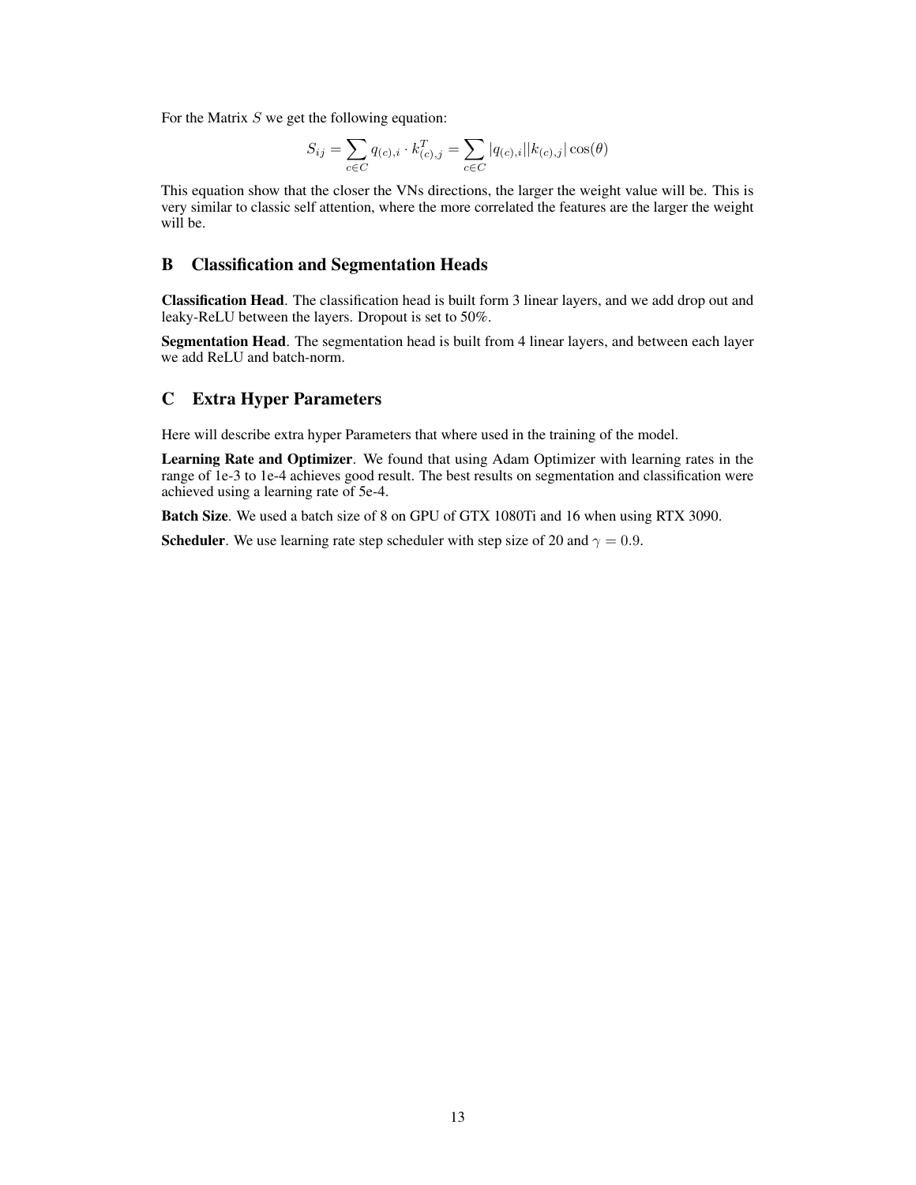For the Matrix $S$ we get the following equation:

$$S_{ij} = \sum_{c \in C} q_{(c),i} \cdot k_{(c),j}^T = \sum_{c \in C} |q_{(c),i}||k_{(c),j}| \cos(\theta)$$

This equation show that the closer the VNs directions, the larger the weight value will be. This is very similar to classic self attention, where the more correlated the features are the larger the weight will be.

# B Classification and Segmentation Heads

**Classification Head**. The classification head is built form 3 linear layers, and we add drop out and leaky-ReLU between the layers. Dropout is set to 50%.

**Segmentation Head**. The segmentation head is built from 4 linear layers, and between each layer we add ReLU and batch-norm.

# C Extra Hyper Parameters

Here will describe extra hyper Parameters that where used in the training of the model.

**Learning Rate and Optimizer**. We found that using Adam Optimizer with learning rates in the range of 1e-3 to 1e-4 achieves good result. The best results on segmentation and classification were achieved using a learning rate of 5e-4.

**Batch Size**. We used a batch size of 8 on GPU of GTX 1080Ti and 16 when using RTX 3090.

**Scheduler**. We use learning rate step scheduler with step size of 20 and $\gamma = 0.9$.